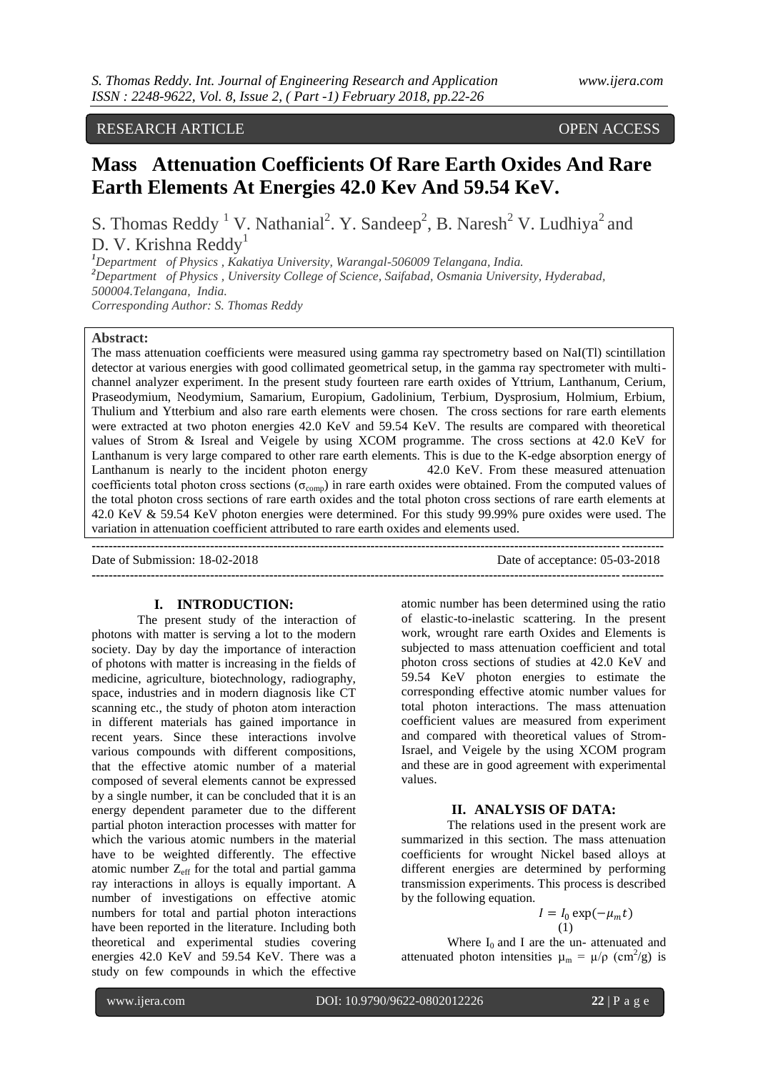RESEARCH ARTICLE OPEN ACCESS

# Mass Attenuation Coefficients Of Rare Earth Oxides And Rare Earth Elements At Energies 42.0 Kev And 59.54 KeV.

S. Thomas Reddy [1] V. Nathanial[2]. Y. Sandeep[2], B. Naresh[2] V. Ludhiya[2] and D. V. Krishna Reddy[1]

[1]Department of Physics , Kakatiya University, Warangal-506009 Telangana, India.
[2]Department of Physics , University College of Science, Saifabad, Osmania University, Hyderabad, 500004.Telangana, India.
Corresponding Author: S. Thomas Reddy

**Abstract:**
The mass attenuation coefficients were measured using gamma ray spectrometry based on NaI(Tl) scintillation detector at various energies with good collimated geometrical setup, in the gamma ray spectrometer with multi-channel analyzer experiment. In the present study fourteen rare earth oxides of Yttrium, Lanthanum, Cerium, Praseodymium, Neodymium, Samarium, Europium, Gadolinium, Terbium, Dysprosium, Holmium, Erbium, Thulium and Ytterbium and also rare earth elements were chosen. The cross sections for rare earth elements were extracted at two photon energies 42.0 KeV and 59.54 KeV. The results are compared with theoretical values of Strom & Isreal and Veigele by using XCOM programme. The cross sections at 42.0 KeV for Lanthanum is very large compared to other rare earth elements. This is due to the K-edge absorption energy of Lanthanum is nearly to the incident photon energy 42.0 KeV. From these measured attenuation coefficients total photon cross sections ($\sigma_{comp}$) in rare earth oxides were obtained. From the computed values of the total photon cross sections of rare earth oxides and the total photon cross sections of rare earth elements at 42.0 KeV & 59.54 KeV photon energies were determined. For this study 99.99% pure oxides were used. The variation in attenuation coefficient attributed to rare earth oxides and elements used.

Date of Submission: 18-02-2018 Date of acceptance: 05-03-2018

## I. INTRODUCTION:

The present study of the interaction of photons with matter is serving a lot to the modern society. Day by day the importance of interaction of photons with matter is increasing in the fields of medicine, agriculture, biotechnology, radiography, space, industries and in modern diagnosis like CT scanning etc., the study of photon atom interaction in different materials has gained importance in recent years. Since these interactions involve various compounds with different compositions, that the effective atomic number of a material composed of several elements cannot be expressed by a single number, it can be concluded that it is an energy dependent parameter due to the different partial photon interaction processes with matter for which the various atomic numbers in the material have to be weighted differently. The effective atomic number $Z_{eff}$ for the total and partial gamma ray interactions in alloys is equally important. A number of investigations on effective atomic numbers for total and partial photon interactions have been reported in the literature. Including both theoretical and experimental studies covering energies 42.0 KeV and 59.54 KeV. There was a study on few compounds in which the effective atomic number has been determined using the ratio of elastic-to-inelastic scattering. In the present work, wrought rare earth Oxides and Elements is subjected to mass attenuation coefficient and total photon cross sections of studies at 42.0 KeV and 59.54 KeV photon energies to estimate the corresponding effective atomic number values for total photon interactions. The mass attenuation coefficient values are measured from experiment and compared with theoretical values of Strom-Israel, and Veigele by the using XCOM program and these are in good agreement with experimental values.

## II. ANALYSIS OF DATA:

The relations used in the present work are summarized in this section. The mass attenuation coefficients for wrought Nickel based alloys at different energies are determined by performing transmission experiments. This process is described by the following equation.

$$I = I_0 \exp(-\mu_m t) \quad (1)$$

Where $I_0$ and I are the un- attenuated and attenuated photon intensities $\mu_m = \mu/\rho$ ($cm^2/g$) is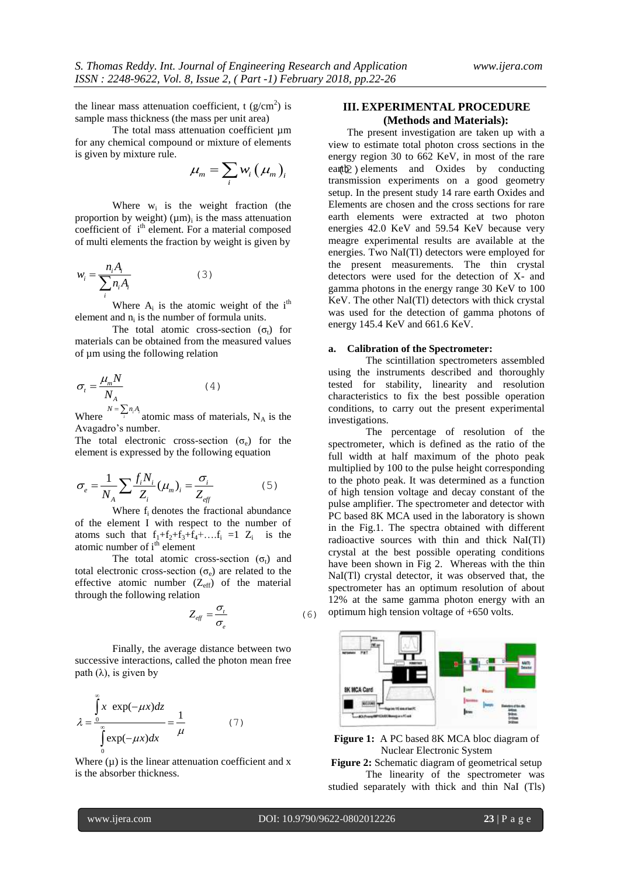the linear mass attenuation coefficient, t ($g/cm^2$) is sample mass thickness (the mass per unit area)

The total mass attenuation coefficient µm for any chemical compound or mixture of elements is given by mixture rule.

$$\mu_m = \sum_i w_i \left(\mu_m\right)_i$$

Where $w_i$ is the weight fraction (the proportion by weight) $(\mu m)_i$ is the mass attenuation coefficient of $i^{th}$ element. For a material composed of multi elements the fraction by weight is given by

$$w_i = \frac{n_i A_i}{\sum_i n_i A_i} \qquad (3)$$

Where $A_i$ is the atomic weight of the $i^{th}$ element and $n_i$ is the number of formula units.

The total atomic cross-section ($\sigma_t$) for materials can be obtained from the measured values of µm using the following relation

$$\sigma_t = \frac{\mu_m N}{N_A} \qquad (4)$$

Where $N = \sum_i n_i A_i$ atomic mass of materials, $N_A$ is the Avagadro's number.

The total electronic cross-section ($\sigma_e$) for the element is expressed by the following equation

$$\sigma_e = \frac{1}{N_A} \sum \frac{f_i N_i}{Z_i} (\mu_m)_i = \frac{\sigma_i}{Z_{eff}} \qquad (5)$$

Where $f_i$ denotes the fractional abundance of the element I with respect to the number of atoms such that $f_1+f_2+f_3+f_4+\ldots f_i = 1$ $Z_i$ is the atomic number of $i^{th}$ element

The total atomic cross-section ($\sigma_t$) and total electronic cross-section ($\sigma_e$) are related to the effective atomic number ($Z_{eff}$) of the material through the following relation

$$Z_{eff} = \frac{\sigma_t}{\sigma_e} \qquad (6)$$

Finally, the average distance between two successive interactions, called the photon mean free path ($\lambda$), is given by

$$\lambda = \frac{\int_0^\infty x \ \exp(-\mu x) dz}{\int_0^\infty \exp(-\mu x) dx} = \frac{1}{\mu} \qquad (7)$$

Where ($\mu$) is the linear attenuation coefficient and x is the absorber thickness.

## III. EXPERIMENTAL PROCEDURE (Methods and Materials):

The present investigation are taken up with a view to estimate total photon cross sections in the energy region 30 to 662 KeV, in most of the rare earth elements and Oxides by conducting transmission experiments on a good geometry setup. In the present study 14 rare earth Oxides and Elements are chosen and the cross sections for rare earth elements were extracted at two photon energies 42.0 KeV and 59.54 KeV because very meagre experimental results are available at the energies. Two NaI(Tl) detectors were employed for the present measurements. The thin crystal detectors were used for the detection of X- and gamma photons in the energy range 30 KeV to 100 KeV. The other NaI(Tl) detectors with thick crystal was used for the detection of gamma photons of energy 145.4 KeV and 661.6 KeV.

### a. Calibration of the Spectrometer:

The scintillation spectrometers assembled using the instruments described and thoroughly tested for stability, linearity and resolution characteristics to fix the best possible operation conditions, to carry out the present experimental investigations.

The percentage of resolution of the spectrometer, which is defined as the ratio of the full width at half maximum of the photo peak multiplied by 100 to the pulse height corresponding to the photo peak. It was determined as a function of high tension voltage and decay constant of the pulse amplifier. The spectrometer and detector with PC based 8K MCA used in the laboratory is shown in the Fig.1. The spectra obtained with different radioactive sources with thin and thick NaI(Tl) crystal at the best possible operating conditions have been shown in Fig 2. Whereas with the thin NaI(Tl) crystal detector, it was observed that, the spectrometer has an optimum resolution of about 12% at the same gamma photon energy with an optimum high tension voltage of +650 volts.

**Figure 1:** A PC based 8K MCA bloc diagram of Nuclear Electronic System

**Figure 2:** Schematic diagram of geometrical setup

The linearity of the spectrometer was studied separately with thick and thin NaI (Tls)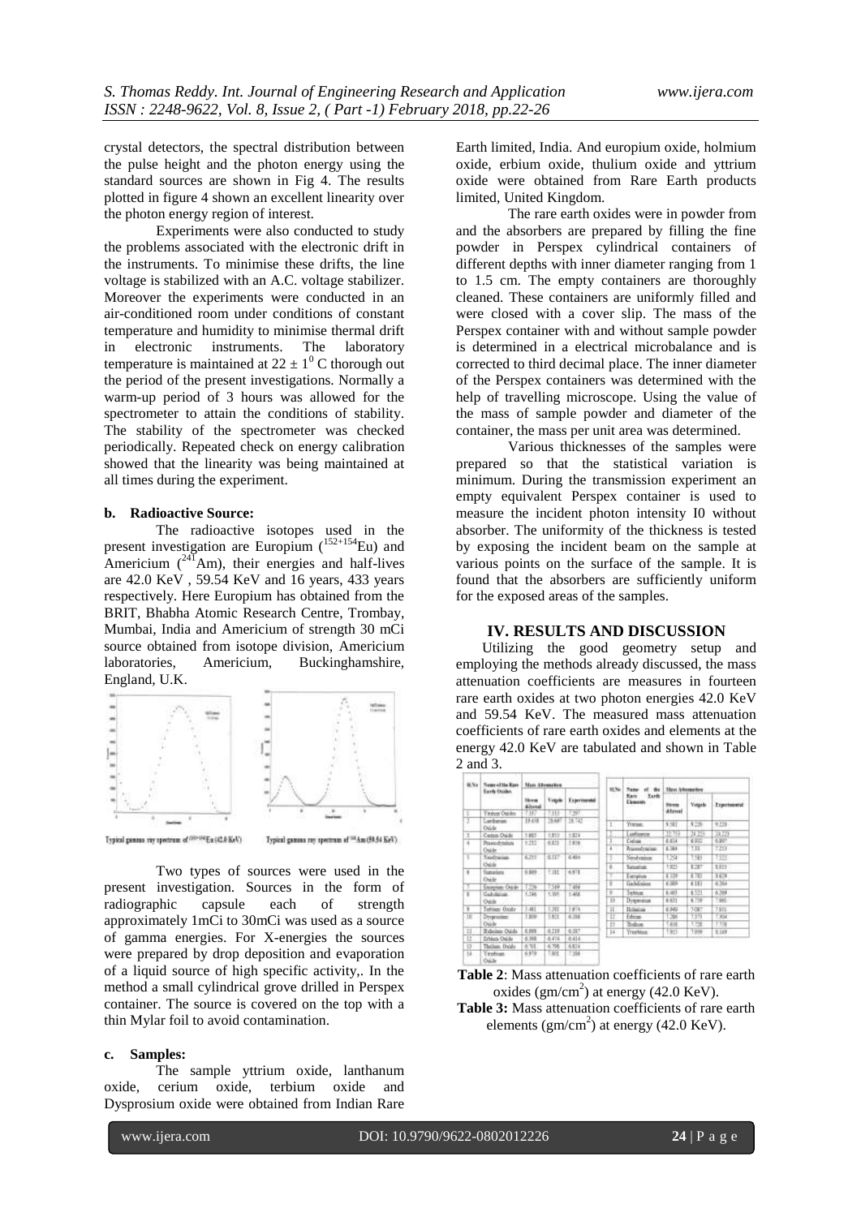crystal detectors, the spectral distribution between the pulse height and the photon energy using the standard sources are shown in Fig 4. The results plotted in figure 4 shown an excellent linearity over the photon energy region of interest.

Experiments were also conducted to study the problems associated with the electronic drift in the instruments. To minimise these drifts, the line voltage is stabilized with an A.C. voltage stabilizer. Moreover the experiments were conducted in an air-conditioned room under conditions of constant temperature and humidity to minimise thermal drift in electronic instruments. The laboratory temperature is maintained at $22 \pm 1^0$ C thorough out the period of the present investigations. Normally a warm-up period of 3 hours was allowed for the spectrometer to attain the conditions of stability. The stability of the spectrometer was checked periodically. Repeated check on energy calibration showed that the linearity was being maintained at all times during the experiment.

**b. Radioactive Source:**

The radioactive isotopes used in the present investigation are Europium ($^{152+154}$Eu) and Americium ($^{241}$Am), their energies and half-lives are 42.0 KeV , 59.54 KeV and 16 years, 433 years respectively. Here Europium has obtained from the BRIT, Bhabha Atomic Research Centre, Trombay, Mumbai, India and Americium of strength 30 mCi source obtained from isotope division, Americium laboratories, Americium, Buckinghamshire, England, U.K.

Typical gamma ray spectrum of $^{152+154}$Eu (42.0 KeV)    Typical gamma ray spectrum of $^{241}$Am (59.54 KeV)

Two types of sources were used in the present investigation. Sources in the form of radiographic capsule each of strength approximately 1mCi to 30mCi was used as a source of gamma energies. For X-energies the sources were prepared by drop deposition and evaporation of a liquid source of high specific activity,. In the method a small cylindrical grove drilled in Perspex container. The source is covered on the top with a thin Mylar foil to avoid contamination.

**c. Samples:**

The sample yttrium oxide, lanthanum oxide, cerium oxide, terbium oxide and Dysprosium oxide were obtained from Indian Rare Earth limited, India. And europium oxide, holmium oxide, erbium oxide, thulium oxide and yttrium oxide were obtained from Rare Earth products limited, United Kingdom.

The rare earth oxides were in powder from and the absorbers are prepared by filling the fine powder in Perspex cylindrical containers of different depths with inner diameter ranging from 1 to 1.5 cm. The empty containers are thoroughly cleaned. These containers are uniformly filled and were closed with a cover slip. The mass of the Perspex container with and without sample powder is determined in a electrical microbalance and is corrected to third decimal place. The inner diameter of the Perspex containers was determined with the help of travelling microscope. Using the value of the mass of sample powder and diameter of the container, the mass per unit area was determined.

Various thicknesses of the samples were prepared so that the statistical variation is minimum. During the transmission experiment an empty equivalent Perspex container is used to measure the incident photon intensity I0 without absorber. The uniformity of the thickness is tested by exposing the incident beam on the sample at various points on the surface of the sample. It is found that the absorbers are sufficiently uniform for the exposed areas of the samples.

## IV. RESULTS AND DISCUSSION

Utilizing the good geometry setup and employing the methods already discussed, the mass attenuation coefficients are measures in fourteen rare earth oxides at two photon energies 42.0 KeV and 59.54 KeV. The measured mass attenuation coefficients of rare earth oxides and elements at the energy 42.0 KeV are tabulated and shown in Table 2 and 3.

| Sl.No | Name of the Rare Earth Oxides | Mass Attenuation | | |
|---|---|---|---|---|
| | | Stream &Israel | Volgels | Experimental |
| 1 | Yttrium Oxide | 7.317 | 7.313 | 7.297 |
| 2 | Lanthanum Oxide | 19.458 | 28.697 | 28.742 |
| 3 | Cerium Oxide | 5.883 | 5.910 | 5.824 |
| 4 | Praseodymium Oxide | 5.232 | 6.825 | 5.858 |
| 5 | Neodymium Oxide | 6.255 | 6.517 | 6.486 |
| 6 | Samarium Oxide | 6.909 | 7.182 | 6.978 |
| 7 | Europium Oxide | 7.226 | 7.519 | 7.486 |
| 8 | Gadolinium Oxide | 5.246 | 5.395 | 5.468 |
| 9 | Terbium Oxide | 5.481 | 5.392 | 5.674 |
| 10 | Dysprosium Oxide | 5.809 | 5.925 | 6.358 |
| 11 | Holmium Oxide | 6.098 | 6.218 | 6.187 |
| 12 | Erbium Oxide | 6.398 | 6.474 | 6.414 |
| 13 | Thulium Oxide | 6.701 | 6.798 | 6.824 |
| 14 | Ytterbium Oxide | 6.979 | 7.601 | 7.358 |

**Table 2**: Mass attenuation coefficients of rare earth oxides ($gm/cm^2$) at energy (42.0 KeV).

| Sl.No | Name of the Rare Earth Elements | Mass Attenuation | | |
|---|---|---|---|---|
| | | Stream &Israel | Volgels | Experimental |
| 1 | Yttrium | 9.381 | 9.228 | 9.228 |
| 2 | Lanthanum | 22.719 | 24.273 | 24.173 |
| 3 | Cerium | 6.834 | 6.902 | 6.897 |
| 4 | Praseodymium | 6.384 | 7.33 | 7.213 |
| 5 | Neodymium | 7.254 | 7.583 | 7.522 |
| 6 | Samarium | 7.925 | 8.287 | 8.025 |
| 7 | Europium | 8.329 | 8.782 | 8.629 |
| 8 | Gadolinium | 6.089 | 6.181 | 6.364 |
| 9 | Terbium | 6.485 | 6.321 | 6.269 |
| 10 | Dysprosium | 6.631 | 6.759 | 7.681 |
| 11 | Holmium | 6.949 | 7.087 | 7.031 |
| 12 | Erbium | 7.266 | 7.373 | 7.304 |
| 13 | Thulium | 7.608 | 7.728 | 7.738 |
| 14 | Ytterbium | 7.915 | 7.999 | 8.149 |

**Table 3:** Mass attenuation coefficients of rare earth elements ($gm/cm^2$) at energy (42.0 KeV).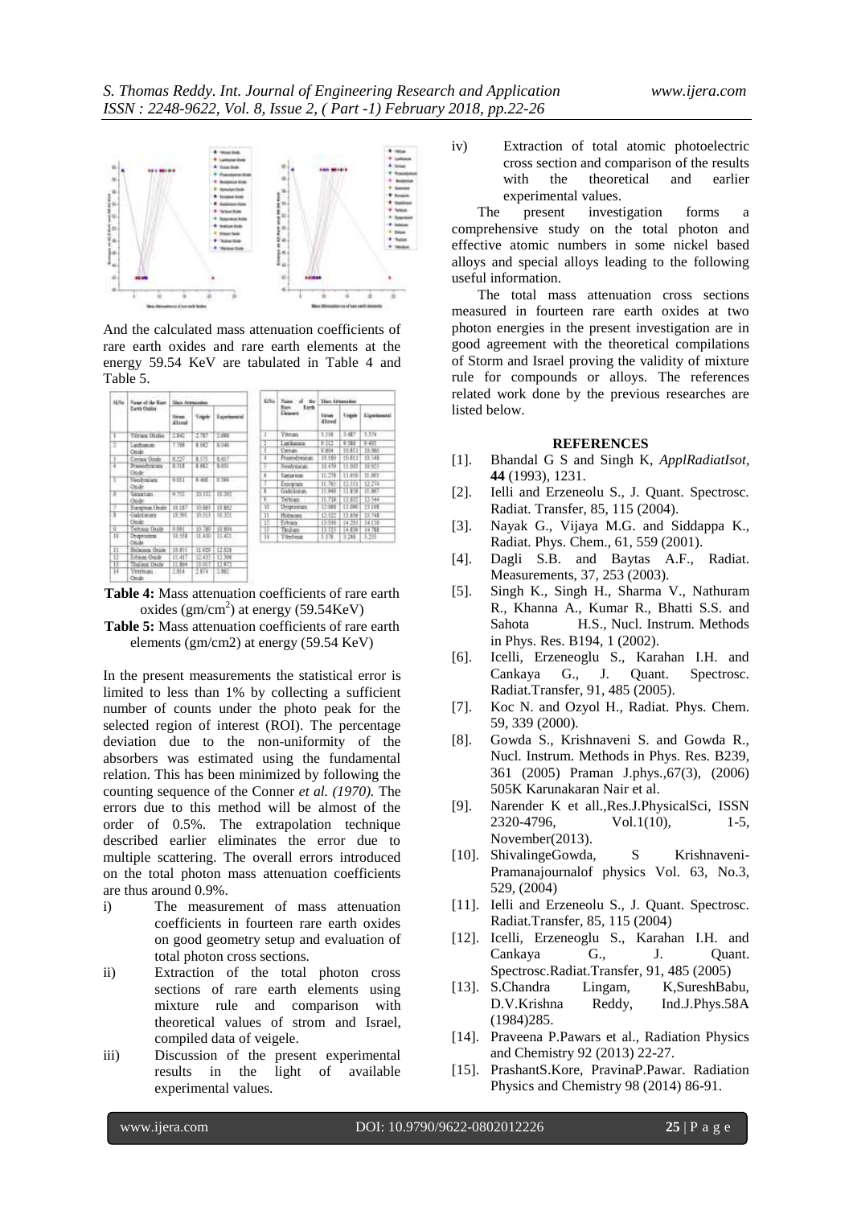And the calculated mass attenuation coefficients of rare earth oxides and rare earth elements at the energy 59.54 KeV are tabulated in Table 4 and Table 5.

| Sl.No | Name of the Rare Earth Oxides | Mass Attenuation | | |
|---|---|---|---|---|
| | | Strom &Israel | Veigele | Experimental |
| 1 | Yttrium Oxides | 2.842 | 2.787 | 2.698 |
| 2 | Lanthanum Oxide | 7.789 | 8.082 | 8.046 |
| 3 | Cerium Oxide | 8.227 | 8.575 | 8.617 |
| 4 | Praseodymium Oxide | 8.318 | 8.682 | 8.631 |
| 5 | Neodymium Oxide | 9.011 | 9.400 | 9.394 |
| 6 | Samarium Oxide | 9.752 | 10.132 | 10.292 |
| 7 | Europium Oxide | 10.167 | 10.665 | 10.862 |
| 8 | Gadolinium Oxide | 10.391 | 10.515 | 10.321 |
| 9 | Terbium Oxide | 9.991 | 10.789 | 10.894 |
| 10 | Dysprosium Oxide | 10.558 | 11.430 | 11.421 |
| 11 | Holmium Oxide | 10.915 | 11.929 | 12.026 |
| 12 | Erbium Oxide | 11.417 | 12.433 | 12.399 |
| 13 | Thulium Oxide | 11.864 | 13.017 | 12.972 |
| 14 | Ytterbium Oxide | 2.814 | 2.874 | 2.862 |

**Table 4:** Mass attenuation coefficients of rare earth oxides (gm/cm$^2$) at energy (59.54KeV)

| Sl.No | Name of the Rare Earth Element | Mass Attenuation | | |
|---|---|---|---|---|
| | | Strom &Israel | Veigele | Experimental |
| 1 | Yttrium | 3.338 | 3.487 | 3.374 |
| 2 | Lanthanum | 9.112 | 9.388 | 9.403 |
| 3 | Cerium | 9.694 | 10.013 | 10.060 |
| 4 | Praseodymium | 10.185 | 10.611 | 10.548 |
| 5 | Neodymium | 10.679 | 11.093 | 10.925 |
| 6 | Samarium | 11.278 | 11.930 | 11.993 |
| 7 | Europium | 11.765 | 12.312 | 12.274 |
| 8 | Gadolinium | 11.948 | 11.858 | 11.667 |
| 9 | Terbium | 11.718 | 12.652 | 12.544 |
| 10 | Dysprosium | 12.066 | 13.090 | 13.108 |
| 11 | Holmium | 12.522 | 13.656 | 13.748 |
| 12 | Erbium | 13.050 | 14.201 | 14.150 |
| 13 | Thulium | 13.323 | 14.838 | 14.788 |
| 14 | Ytterbium | 3.378 | 3.348 | 3.253 |

**Table 5:** Mass attenuation coefficients of rare earth elements (gm/cm2) at energy (59.54 KeV)

In the present measurements the statistical error is limited to less than 1% by collecting a sufficient number of counts under the photo peak for the selected region of interest (ROI). The percentage deviation due to the non-uniformity of the absorbers was estimated using the fundamental relation. This has been minimized by following the counting sequence of the Conner *et al. (1970).* The errors due to this method will be almost of the order of 0.5%. The extrapolation technique described earlier eliminates the error due to multiple scattering. The overall errors introduced on the total photon mass attenuation coefficients are thus around 0.9%.

i) The measurement of mass attenuation coefficients in fourteen rare earth oxides on good geometry setup and evaluation of total photon cross sections.

ii) Extraction of the total photon cross sections of rare earth elements using mixture rule and comparison with theoretical values of strom and Israel, compiled data of veigele.

iii) Discussion of the present experimental results in the light of available experimental values.

iv) Extraction of total atomic photoelectric cross section and comparison of the results with the theoretical and earlier experimental values.

The present investigation forms a comprehensive study on the total photon and effective atomic numbers in some nickel based alloys and special alloys leading to the following useful information.

The total mass attenuation cross sections measured in fourteen rare earth oxides at two photon energies in the present investigation are in good agreement with the theoretical compilations of Storm and Israel proving the validity of mixture rule for compounds or alloys. The references related work done by the previous researches are listed below.

## REFERENCES

[1]. Bhandal G S and Singh K, *ApplRadiatIsot*, **44** (1993), 1231.

[2]. Ielli and Erzeneolu S., J. Quant. Spectrosc. Radiat. Transfer, 85, 115 (2004).

[3]. Nayak G., Vijaya M.G. and Siddappa K., Radiat. Phys. Chem., 61, 559 (2001).

[4]. Dagli S.B. and Baytas A.F., Radiat. Measurements, 37, 253 (2003).

[5]. Singh K., Singh H., Sharma V., Nathuram R., Khanna A., Kumar R., Bhatti S.S. and Sahota H.S., Nucl. Instrum. Methods in Phys. Res. B194, 1 (2002).

[6]. Icelli, Erzeneoglu S., Karahan I.H. and Cankaya G., J. Quant. Spectrosc. Radiat.Transfer, 91, 485 (2005).

[7]. Koc N. and Ozyol H., Radiat. Phys. Chem. 59, 339 (2000).

[8]. Gowda S., Krishnaveni S. and Gowda R., Nucl. Instrum. Methods in Phys. Res. B239, 361 (2005) Praman J.phys.,67(3), (2006) 505K Karunakaran Nair et al.

[9]. Narender K et all.,Res.J.PhysicalSci, ISSN 2320-4796, Vol.1(10), 1-5, November(2013).

[10]. ShivalingeGowda, S Krishnaveni- Pramanajournalof physics Vol. 63, No.3, 529, (2004)

[11]. Ielli and Erzeneolu S., J. Quant. Spectrosc. Radiat.Transfer, 85, 115 (2004)

[12]. Icelli, Erzeneoglu S., Karahan I.H. and Cankaya G., J. Quant. Spectrosc.Radiat.Transfer, 91, 485 (2005)

[13]. S.Chandra Lingam, K,SureshBabu, D.V.Krishna Reddy, Ind.J.Phys.58A (1984)285.

[14]. Praveena P.Pawars et al., Radiation Physics and Chemistry 92 (2013) 22-27.

[15]. PrashantS.Kore, PravinaP.Pawar. Radiation Physics and Chemistry 98 (2014) 86-91.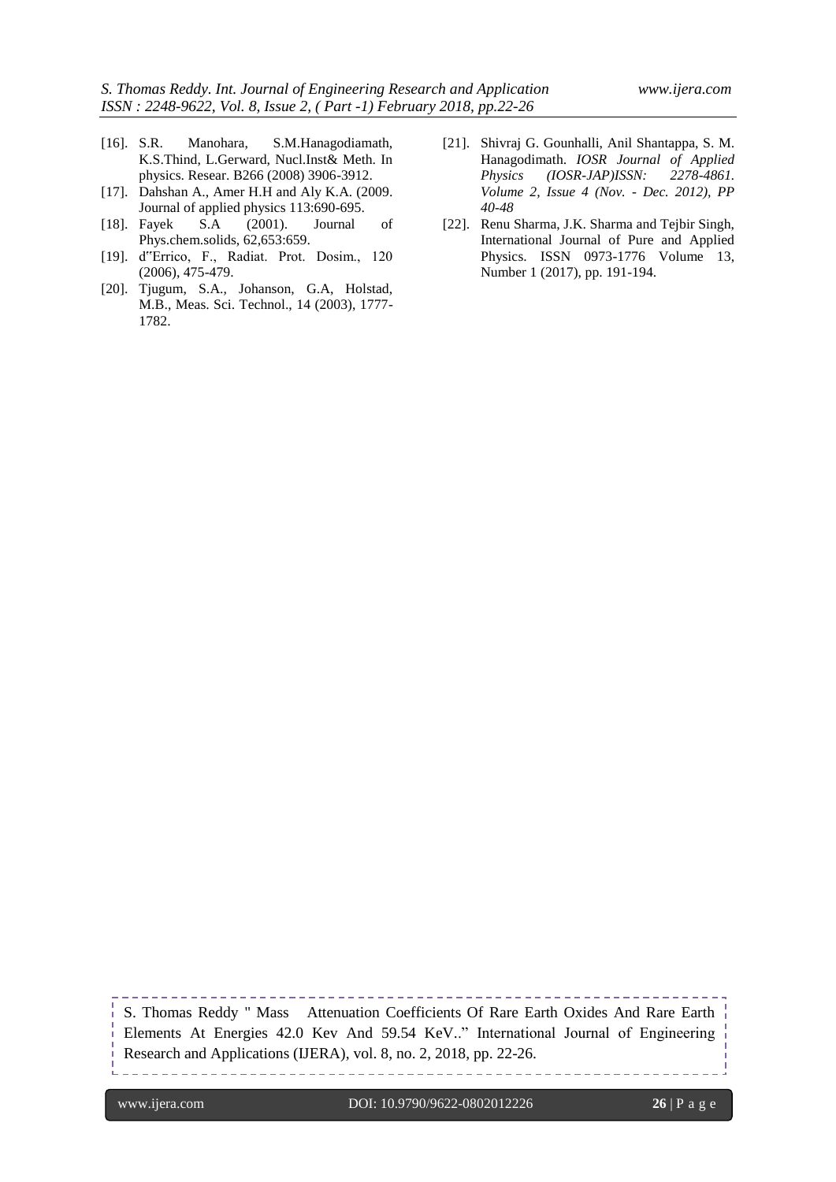[16]. S.R. Manohara, S.M.Hanagodiamath, K.S.Thind, L.Gerward, Nucl.Inst& Meth. In physics. Resear. B266 (2008) 3906-3912.

[17]. Dahshan A., Amer H.H and Aly K.A. (2009. Journal of applied physics 113:690-695.

[18]. Fayek S.A (2001). Journal of Phys.chem.solids, 62,653:659.

[19]. d"Errico, F., Radiat. Prot. Dosim., 120 (2006), 475-479.

[20]. Tjugum, S.A., Johanson, G.A, Holstad, M.B., Meas. Sci. Technol., 14 (2003), 1777-1782.

[21]. Shivraj G. Gounhalli, Anil Shantappa, S. M. Hanagodimath. *IOSR Journal of Applied Physics (IOSR-JAP)ISSN: 2278-4861. Volume 2, Issue 4 (Nov. - Dec. 2012), PP 40-48*

[22]. Renu Sharma, J.K. Sharma and Tejbir Singh, International Journal of Pure and Applied Physics. ISSN 0973-1776 Volume 13, Number 1 (2017), pp. 191-194.

S. Thomas Reddy " Mass Attenuation Coefficients Of Rare Earth Oxides And Rare Earth Elements At Energies 42.0 Kev And 59.54 KeV.." International Journal of Engineering Research and Applications (IJERA), vol. 8, no. 2, 2018, pp. 22-26.